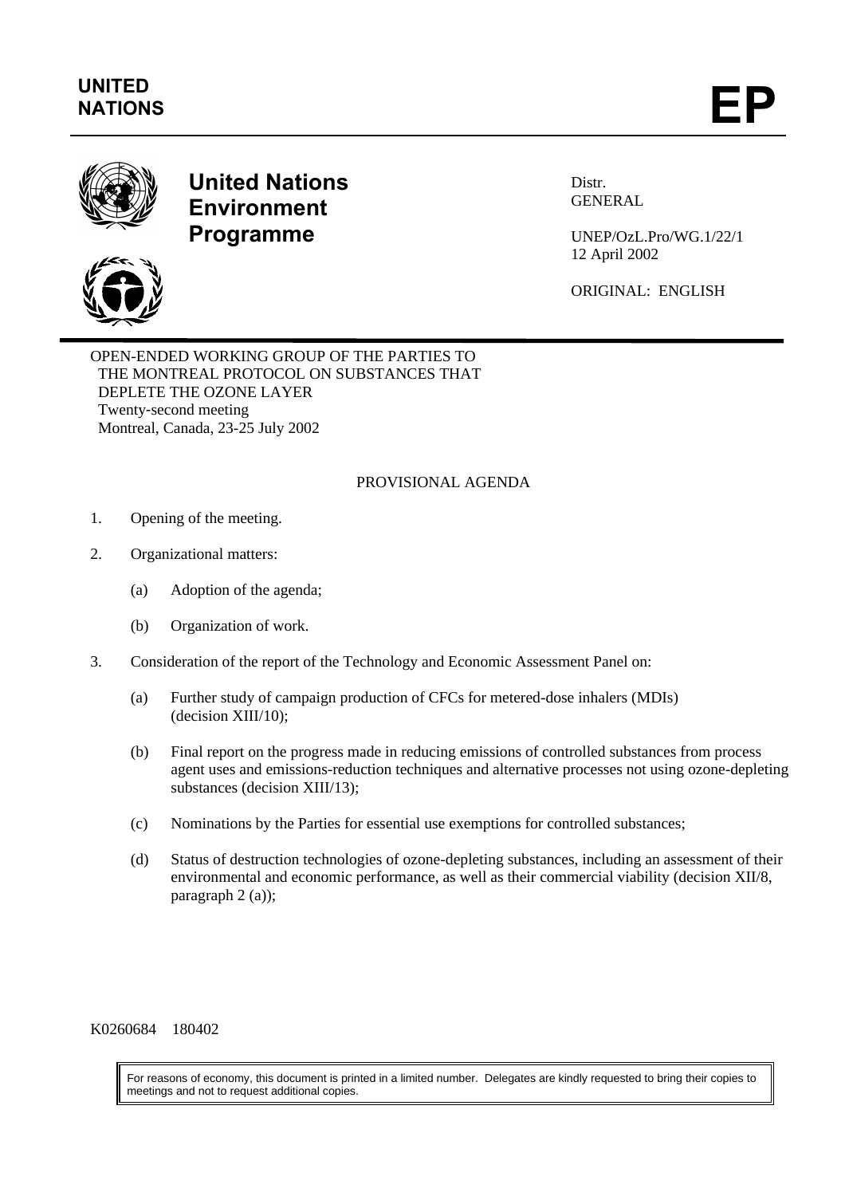**UNITED NATIONS** **EP**

# United Nations Environment Programme

Distr.
GENERAL

UNEP/OzL.Pro/WG.1/22/1
12 April 2002

ORIGINAL: ENGLISH

OPEN-ENDED WORKING GROUP OF THE PARTIES TO THE MONTREAL PROTOCOL ON SUBSTANCES THAT DEPLETE THE OZONE LAYER
Twenty-second meeting
Montreal, Canada, 23-25 July 2002

## PROVISIONAL AGENDA

1. Opening of the meeting.

2. Organizational matters:

   (a) Adoption of the agenda;

   (b) Organization of work.

3. Consideration of the report of the Technology and Economic Assessment Panel on:

   (a) Further study of campaign production of CFCs for metered-dose inhalers (MDIs) (decision XIII/10);

   (b) Final report on the progress made in reducing emissions of controlled substances from process agent uses and emissions-reduction techniques and alternative processes not using ozone-depleting substances (decision XIII/13);

   (c) Nominations by the Parties for essential use exemptions for controlled substances;

   (d) Status of destruction technologies of ozone-depleting substances, including an assessment of their environmental and economic performance, as well as their commercial viability (decision XII/8, paragraph 2 (a));

K0260684 180402

For reasons of economy, this document is printed in a limited number. Delegates are kindly requested to bring their copies to meetings and not to request additional copies.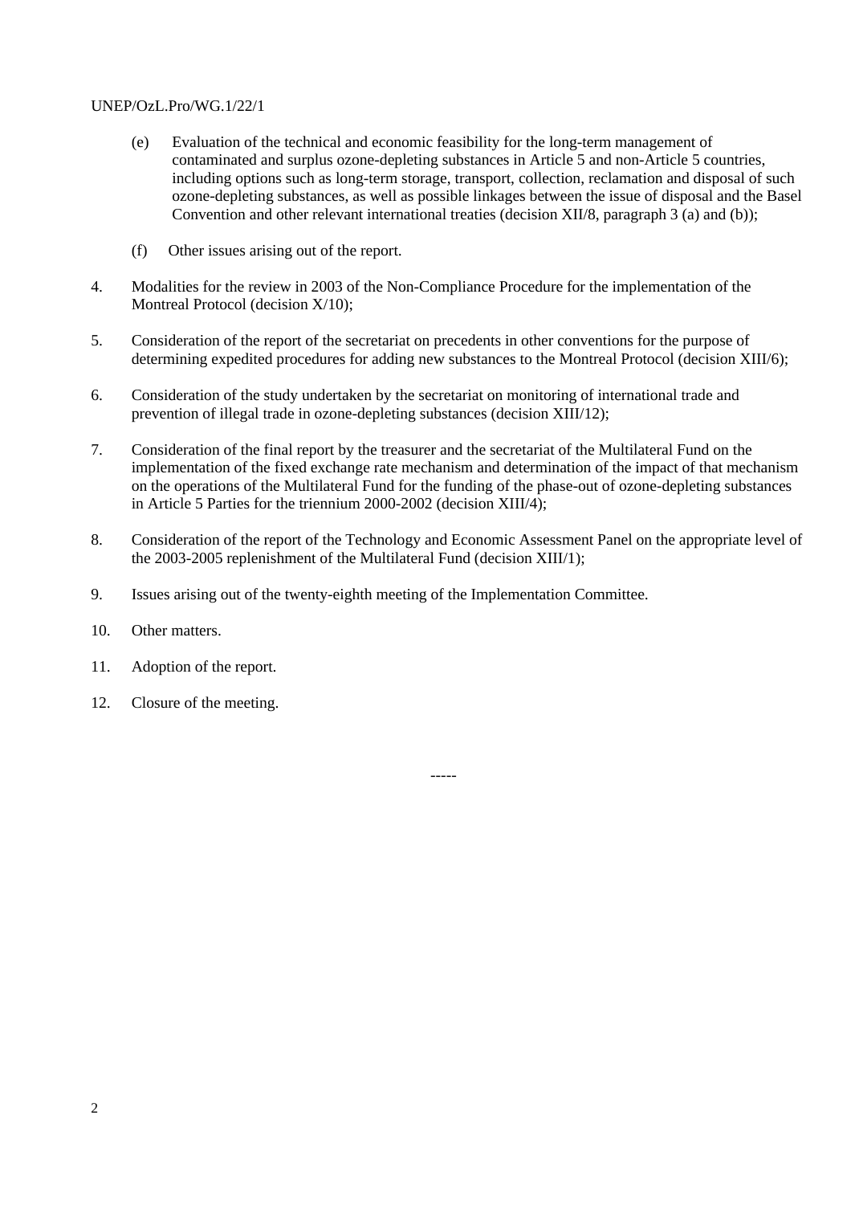(e) Evaluation of the technical and economic feasibility for the long-term management of contaminated and surplus ozone-depleting substances in Article 5 and non-Article 5 countries, including options such as long-term storage, transport, collection, reclamation and disposal of such ozone-depleting substances, as well as possible linkages between the issue of disposal and the Basel Convention and other relevant international treaties (decision XII/8, paragraph 3 (a) and (b));

(f) Other issues arising out of the report.

4. Modalities for the review in 2003 of the Non-Compliance Procedure for the implementation of the Montreal Protocol (decision X/10);

5. Consideration of the report of the secretariat on precedents in other conventions for the purpose of determining expedited procedures for adding new substances to the Montreal Protocol (decision XIII/6);

6. Consideration of the study undertaken by the secretariat on monitoring of international trade and prevention of illegal trade in ozone-depleting substances (decision XIII/12);

7. Consideration of the final report by the treasurer and the secretariat of the Multilateral Fund on the implementation of the fixed exchange rate mechanism and determination of the impact of that mechanism on the operations of the Multilateral Fund for the funding of the phase-out of ozone-depleting substances in Article 5 Parties for the triennium 2000-2002 (decision XIII/4);

8. Consideration of the report of the Technology and Economic Assessment Panel on the appropriate level of the 2003-2005 replenishment of the Multilateral Fund (decision XIII/1);

9. Issues arising out of the twenty-eighth meeting of the Implementation Committee.

10. Other matters.

11. Adoption of the report.

12. Closure of the meeting.

-----